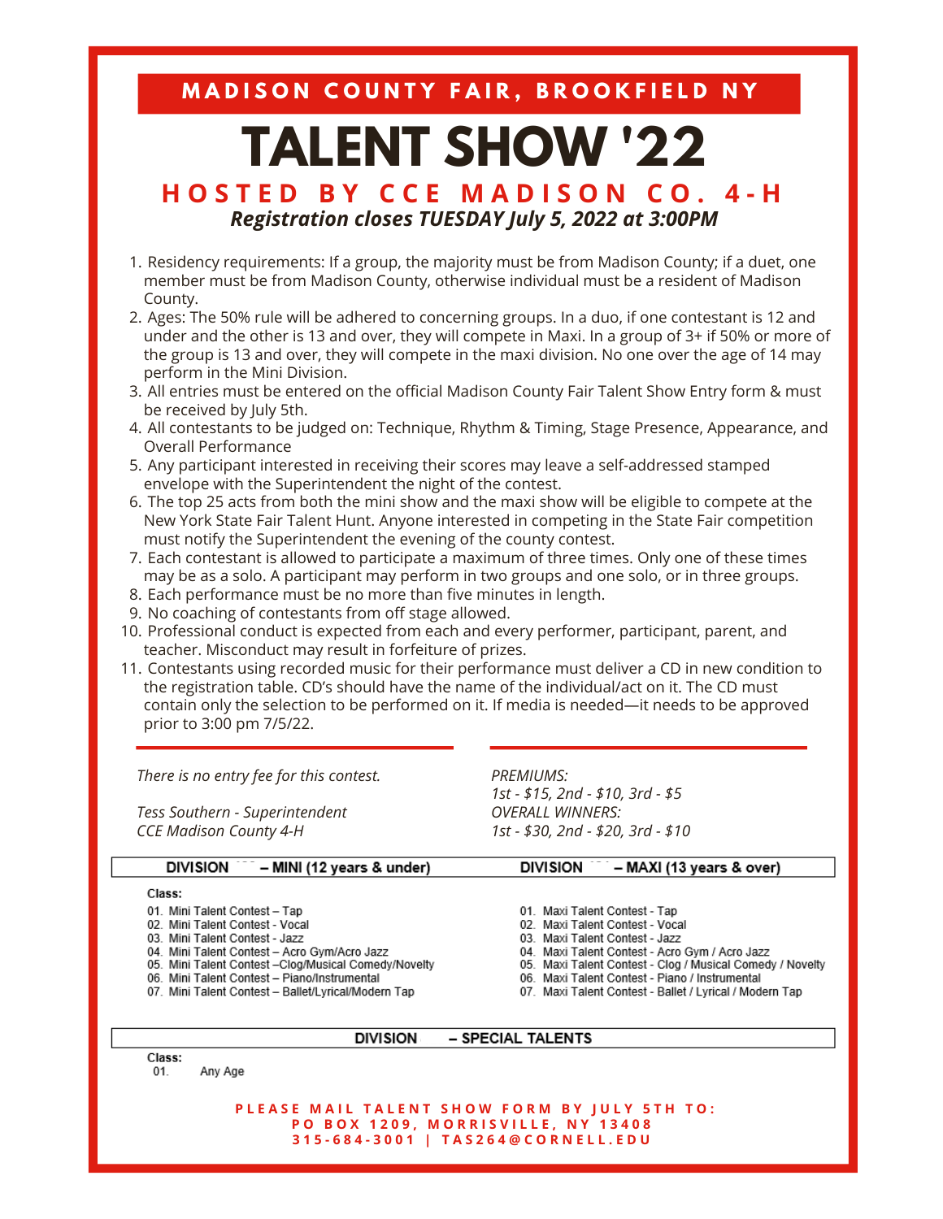MADISON COUNTY FAIR, BROOKFIELD NY

# TALENT SHOW '22

## HOSTED BY CCE MADISON CO. 4-H

***Registration closes TUESDAY July 5, 2022 at 3:00PM***

1. Residency requirements: If a group, the majority must be from Madison County; if a duet, one member must be from Madison County, otherwise individual must be a resident of Madison County.
2. Ages: The 50% rule will be adhered to concerning groups. In a duo, if one contestant is 12 and under and the other is 13 and over, they will compete in Maxi. In a group of 3+ if 50% or more of the group is 13 and over, they will compete in the maxi division. No one over the age of 14 may perform in the Mini Division.
3. All entries must be entered on the official Madison County Fair Talent Show Entry form & must be received by July 5th.
4. All contestants to be judged on: Technique, Rhythm & Timing, Stage Presence, Appearance, and Overall Performance
5. Any participant interested in receiving their scores may leave a self-addressed stamped envelope with the Superintendent the night of the contest.
6. The top 25 acts from both the mini show and the maxi show will be eligible to compete at the New York State Fair Talent Hunt. Anyone interested in competing in the State Fair competition must notify the Superintendent the evening of the county contest.
7. Each contestant is allowed to participate a maximum of three times. Only one of these times may be as a solo. A participant may perform in two groups and one solo, or in three groups.
8. Each performance must be no more than five minutes in length.
9. No coaching of contestants from off stage allowed.
10. Professional conduct is expected from each and every performer, participant, parent, and teacher. Misconduct may result in forfeiture of prizes.
11. Contestants using recorded music for their performance must deliver a CD in new condition to the registration table. CD's should have the name of the individual/act on it. The CD must contain only the selection to be performed on it. If media is needed—it needs to be approved prior to 3:00 pm 7/5/22.

*There is no entry fee for this contest.*

*Tess Southern - Superintendent*
*CCE Madison County 4-H*

*PREMIUMS:*
*1st - $15, 2nd - $10, 3rd - $5*
*OVERALL WINNERS:*
*1st - $30, 2nd - $20, 3rd - $10*

**DIVISION – MINI (12 years & under)**

**Class:**

01. Mini Talent Contest – Tap
02. Mini Talent Contest - Vocal
03. Mini Talent Contest - Jazz
04. Mini Talent Contest – Acro Gym/Acro Jazz
05. Mini Talent Contest –Clog/Musical Comedy/Novelty
06. Mini Talent Contest – Piano/Instrumental
07. Mini Talent Contest – Ballet/Lyrical/Modern Tap

**DIVISION – MAXI (13 years & over)**

01. Maxi Talent Contest - Tap
02. Maxi Talent Contest - Vocal
03. Maxi Talent Contest - Jazz
04. Maxi Talent Contest - Acro Gym / Acro Jazz
05. Maxi Talent Contest - Clog / Musical Comedy / Novelty
06. Maxi Talent Contest - Piano / Instrumental
07. Maxi Talent Contest - Ballet / Lyrical / Modern Tap

**DIVISION – SPECIAL TALENTS**

**Class:**

01. Any Age

**PLEASE MAIL TALENT SHOW FORM BY JULY 5TH TO:**
**PO BOX 1209, MORRISVILLE, NY 13408**
**315-684-3001 | TAS264@CORNELL.EDU**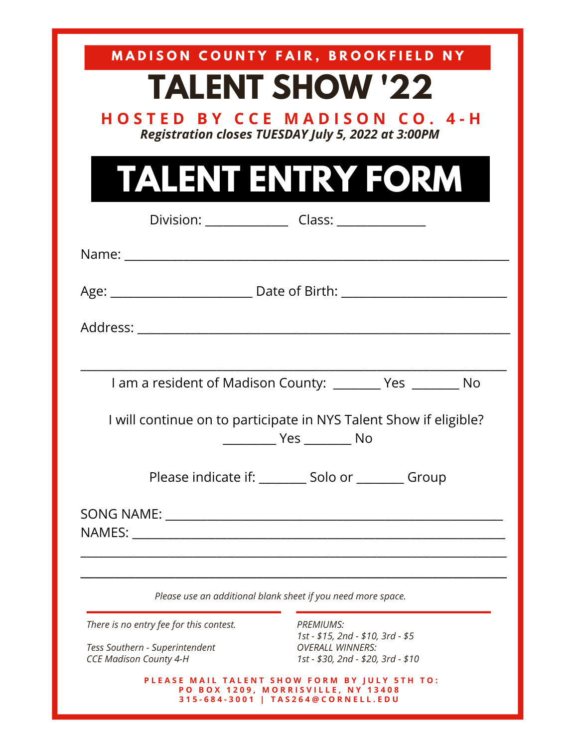**MADISON COUNTY FAIR, BROOKFIELD NY**

# TALENT SHOW '22

**HOSTED BY CCE MADISON CO. 4-H**

***Registration closes TUESDAY July 5, 2022 at 3:00PM***

# TALENT ENTRY FORM

Division: _____________ Class: ______________

Name: ____________________________________________________________

Age: ______________________ Date of Birth: __________________________

Address: __________________________________________________________

__________________________________________________________________

I am a resident of Madison County: _______ Yes _______ No

I will continue on to participate in NYS Talent Show if eligible?
________ Yes _______ No

Please indicate if: _______ Solo or _______ Group

SONG NAME: ____________________________________________________
NAMES: _________________________________________________________
__________________________________________________________________
__________________________________________________________________

*Please use an additional blank sheet if you need more space.*

*There is no entry fee for this contest.*

*Tess Southern - Superintendent*
*CCE Madison County 4-H*

*PREMIUMS:*
*1st - $15, 2nd - $10, 3rd - $5*
*OVERALL WINNERS:*
*1st - $30, 2nd - $20, 3rd - $10*

**PLEASE MAIL TALENT SHOW FORM BY JULY 5TH TO:**
**PO BOX 1209, MORRISVILLE, NY 13408**
**315-684-3001 | TAS264@CORNELL.EDU**